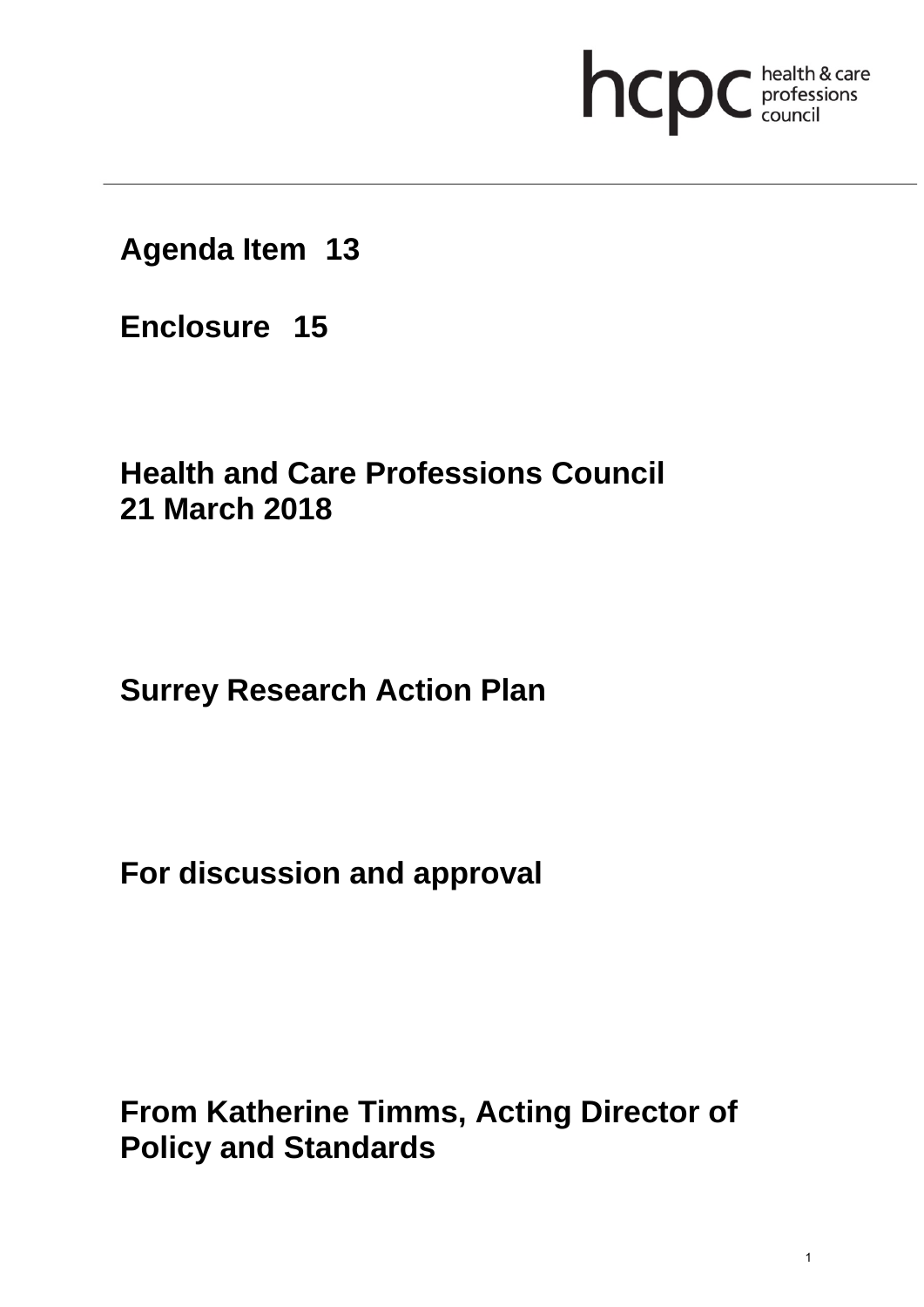hcpc health & care professions council

**Agenda Item 13**

**Enclosure 15**

**Health and Care Professions Council**
**21 March 2018**

**Surrey Research Action Plan**

**For discussion and approval**

**From Katherine Timms, Acting Director of Policy and Standards**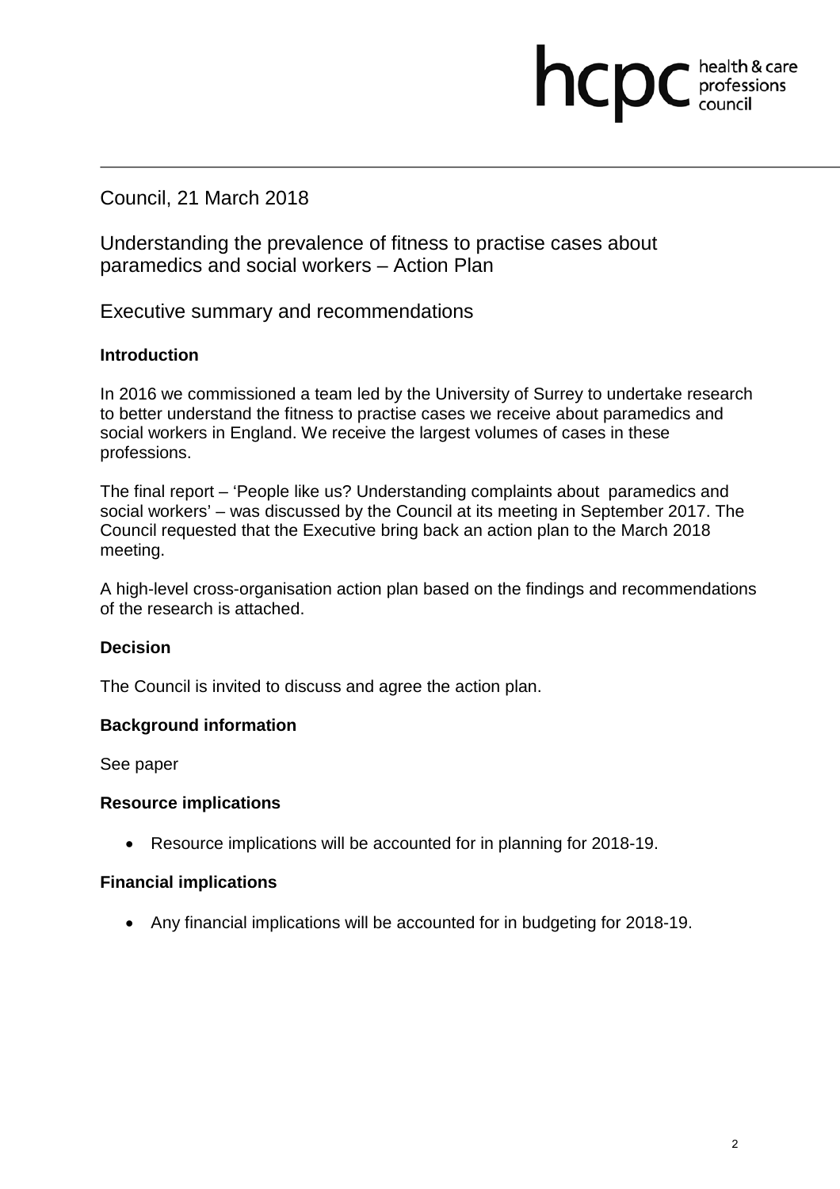Council, 21 March 2018

# Understanding the prevalence of fitness to practise cases about paramedics and social workers – Action Plan

## Executive summary and recommendations

**Introduction**

In 2016 we commissioned a team led by the University of Surrey to undertake research to better understand the fitness to practise cases we receive about paramedics and social workers in England. We receive the largest volumes of cases in these professions.

The final report – 'People like us? Understanding complaints about paramedics and social workers' – was discussed by the Council at its meeting in September 2017. The Council requested that the Executive bring back an action plan to the March 2018 meeting.

A high-level cross-organisation action plan based on the findings and recommendations of the research is attached.

**Decision**

The Council is invited to discuss and agree the action plan.

**Background information**

See paper

**Resource implications**

- Resource implications will be accounted for in planning for 2018-19.

**Financial implications**

- Any financial implications will be accounted for in budgeting for 2018-19.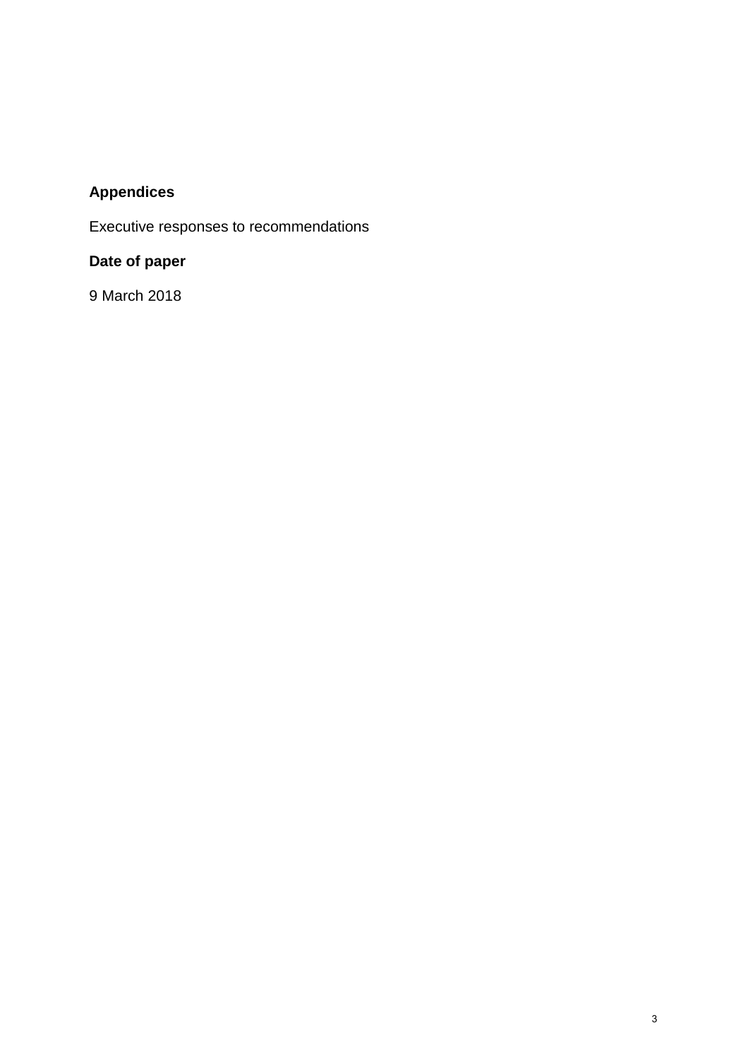**Appendices**

Executive responses to recommendations

**Date of paper**

9 March 2018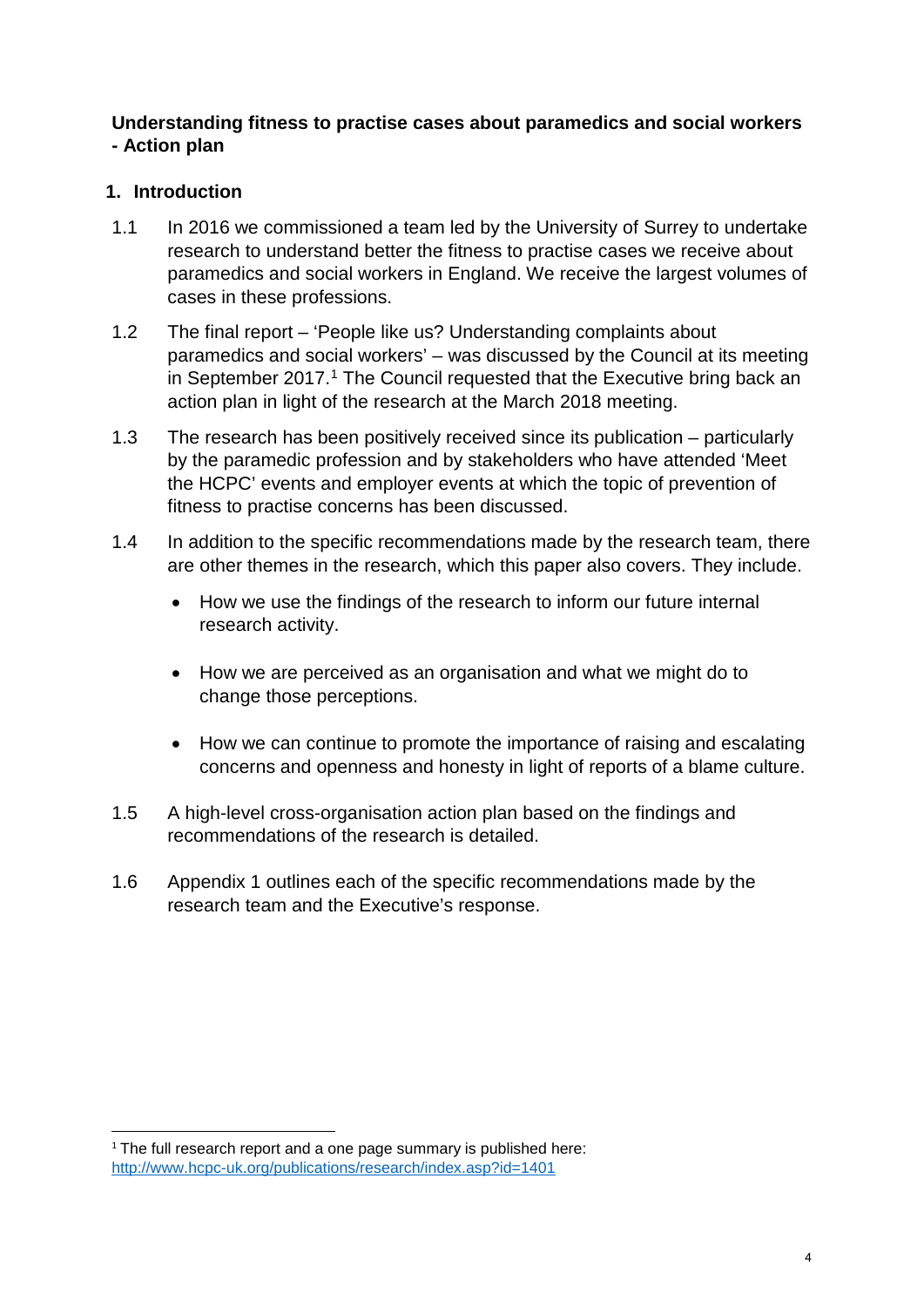**Understanding fitness to practise cases about paramedics and social workers - Action plan**

## 1. Introduction

1.1 In 2016 we commissioned a team led by the University of Surrey to undertake research to understand better the fitness to practise cases we receive about paramedics and social workers in England. We receive the largest volumes of cases in these professions.

1.2 The final report – 'People like us? Understanding complaints about paramedics and social workers' – was discussed by the Council at its meeting in September 2017.[1] The Council requested that the Executive bring back an action plan in light of the research at the March 2018 meeting.

1.3 The research has been positively received since its publication – particularly by the paramedic profession and by stakeholders who have attended 'Meet the HCPC' events and employer events at which the topic of prevention of fitness to practise concerns has been discussed.

1.4 In addition to the specific recommendations made by the research team, there are other themes in the research, which this paper also covers. They include.

- How we use the findings of the research to inform our future internal research activity.
- How we are perceived as an organisation and what we might do to change those perceptions.
- How we can continue to promote the importance of raising and escalating concerns and openness and honesty in light of reports of a blame culture.

1.5 A high-level cross-organisation action plan based on the findings and recommendations of the research is detailed.

1.6 Appendix 1 outlines each of the specific recommendations made by the research team and the Executive's response.

[1] The full research report and a one page summary is published here: http://www.hcpc-uk.org/publications/research/index.asp?id=1401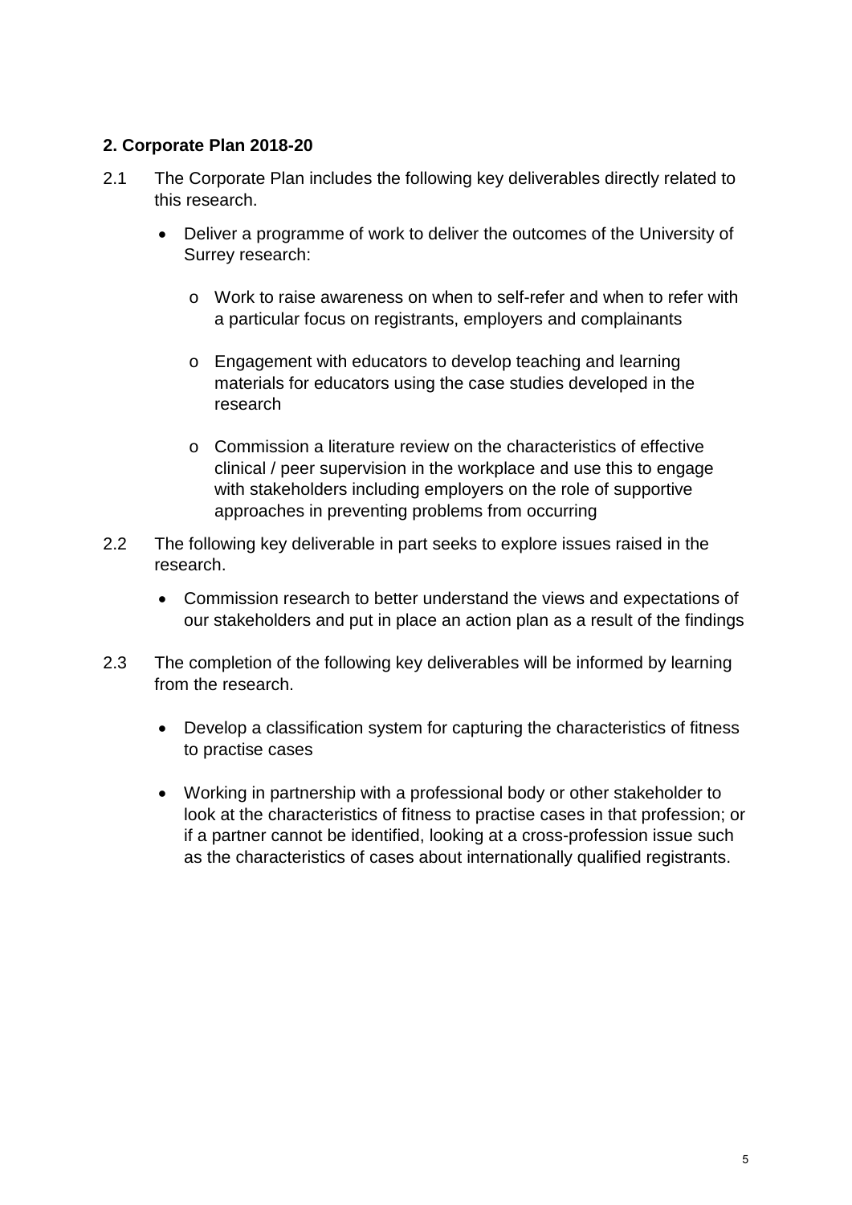## 2. Corporate Plan 2018-20

2.1 The Corporate Plan includes the following key deliverables directly related to this research.

- Deliver a programme of work to deliver the outcomes of the University of Surrey research:
  - Work to raise awareness on when to self-refer and when to refer with a particular focus on registrants, employers and complainants
  - Engagement with educators to develop teaching and learning materials for educators using the case studies developed in the research
  - Commission a literature review on the characteristics of effective clinical / peer supervision in the workplace and use this to engage with stakeholders including employers on the role of supportive approaches in preventing problems from occurring

2.2 The following key deliverable in part seeks to explore issues raised in the research.

- Commission research to better understand the views and expectations of our stakeholders and put in place an action plan as a result of the findings

2.3 The completion of the following key deliverables will be informed by learning from the research.

- Develop a classification system for capturing the characteristics of fitness to practise cases
- Working in partnership with a professional body or other stakeholder to look at the characteristics of fitness to practise cases in that profession; or if a partner cannot be identified, looking at a cross-profession issue such as the characteristics of cases about internationally qualified registrants.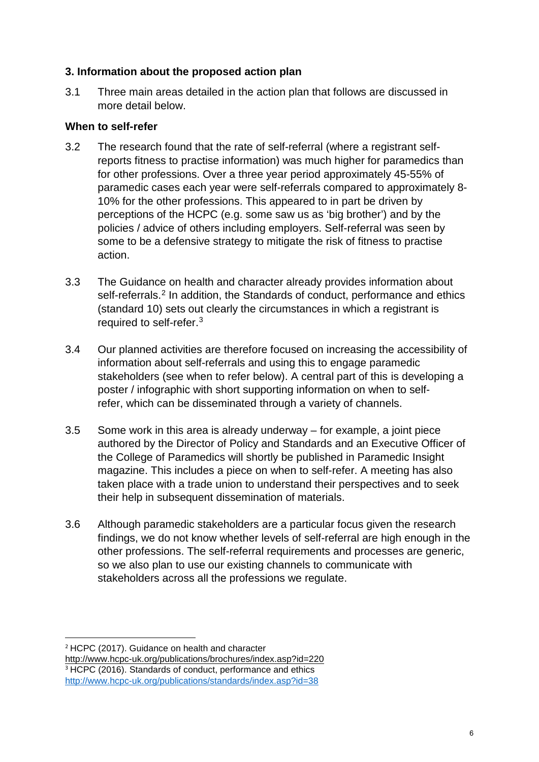## 3. Information about the proposed action plan

3.1 Three main areas detailed in the action plan that follows are discussed in more detail below.

### When to self-refer

3.2 The research found that the rate of self-referral (where a registrant self-reports fitness to practise information) was much higher for paramedics than for other professions. Over a three year period approximately 45-55% of paramedic cases each year were self-referrals compared to approximately 8-10% for the other professions. This appeared to in part be driven by perceptions of the HCPC (e.g. some saw us as 'big brother') and by the policies / advice of others including employers. Self-referral was seen by some to be a defensive strategy to mitigate the risk of fitness to practise action.

3.3 The Guidance on health and character already provides information about self-referrals.[2] In addition, the Standards of conduct, performance and ethics (standard 10) sets out clearly the circumstances in which a registrant is required to self-refer.[3]

3.4 Our planned activities are therefore focused on increasing the accessibility of information about self-referrals and using this to engage paramedic stakeholders (see when to refer below). A central part of this is developing a poster / infographic with short supporting information on when to self-refer, which can be disseminated through a variety of channels.

3.5 Some work in this area is already underway – for example, a joint piece authored by the Director of Policy and Standards and an Executive Officer of the College of Paramedics will shortly be published in Paramedic Insight magazine. This includes a piece on when to self-refer. A meeting has also taken place with a trade union to understand their perspectives and to seek their help in subsequent dissemination of materials.

3.6 Although paramedic stakeholders are a particular focus given the research findings, we do not know whether levels of self-referral are high enough in the other professions. The self-referral requirements and processes are generic, so we also plan to use our existing channels to communicate with stakeholders across all the professions we regulate.

---

[2] HCPC (2017). Guidance on health and character http://www.hcpc-uk.org/publications/brochures/index.asp?id=220

[3] HCPC (2016). Standards of conduct, performance and ethics http://www.hcpc-uk.org/publications/standards/index.asp?id=38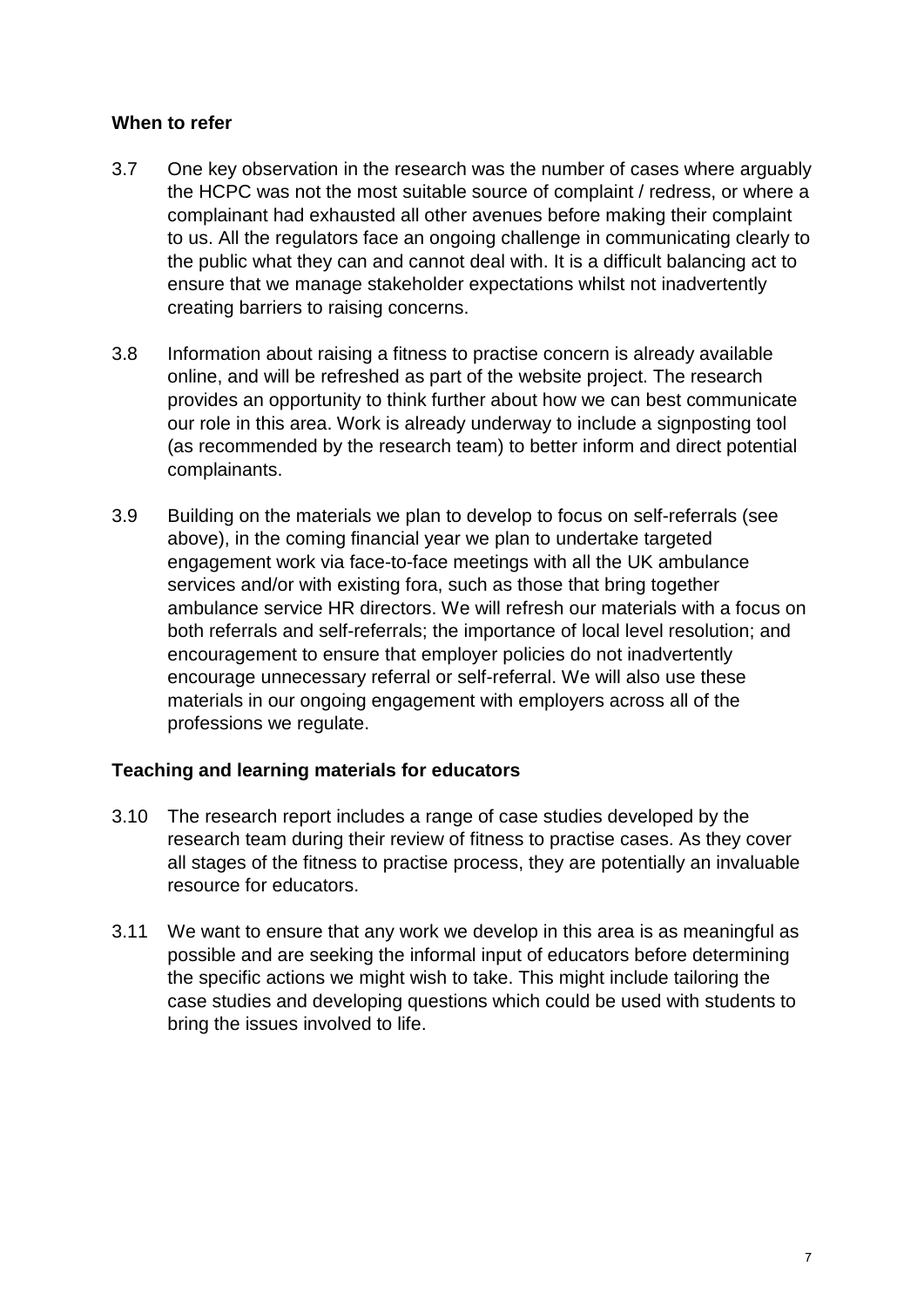**When to refer**

3.7 One key observation in the research was the number of cases where arguably the HCPC was not the most suitable source of complaint / redress, or where a complainant had exhausted all other avenues before making their complaint to us. All the regulators face an ongoing challenge in communicating clearly to the public what they can and cannot deal with. It is a difficult balancing act to ensure that we manage stakeholder expectations whilst not inadvertently creating barriers to raising concerns.

3.8 Information about raising a fitness to practise concern is already available online, and will be refreshed as part of the website project. The research provides an opportunity to think further about how we can best communicate our role in this area. Work is already underway to include a signposting tool (as recommended by the research team) to better inform and direct potential complainants.

3.9 Building on the materials we plan to develop to focus on self-referrals (see above), in the coming financial year we plan to undertake targeted engagement work via face-to-face meetings with all the UK ambulance services and/or with existing fora, such as those that bring together ambulance service HR directors. We will refresh our materials with a focus on both referrals and self-referrals; the importance of local level resolution; and encouragement to ensure that employer policies do not inadvertently encourage unnecessary referral or self-referral. We will also use these materials in our ongoing engagement with employers across all of the professions we regulate.

**Teaching and learning materials for educators**

3.10 The research report includes a range of case studies developed by the research team during their review of fitness to practise cases. As they cover all stages of the fitness to practise process, they are potentially an invaluable resource for educators.

3.11 We want to ensure that any work we develop in this area is as meaningful as possible and are seeking the informal input of educators before determining the specific actions we might wish to take. This might include tailoring the case studies and developing questions which could be used with students to bring the issues involved to life.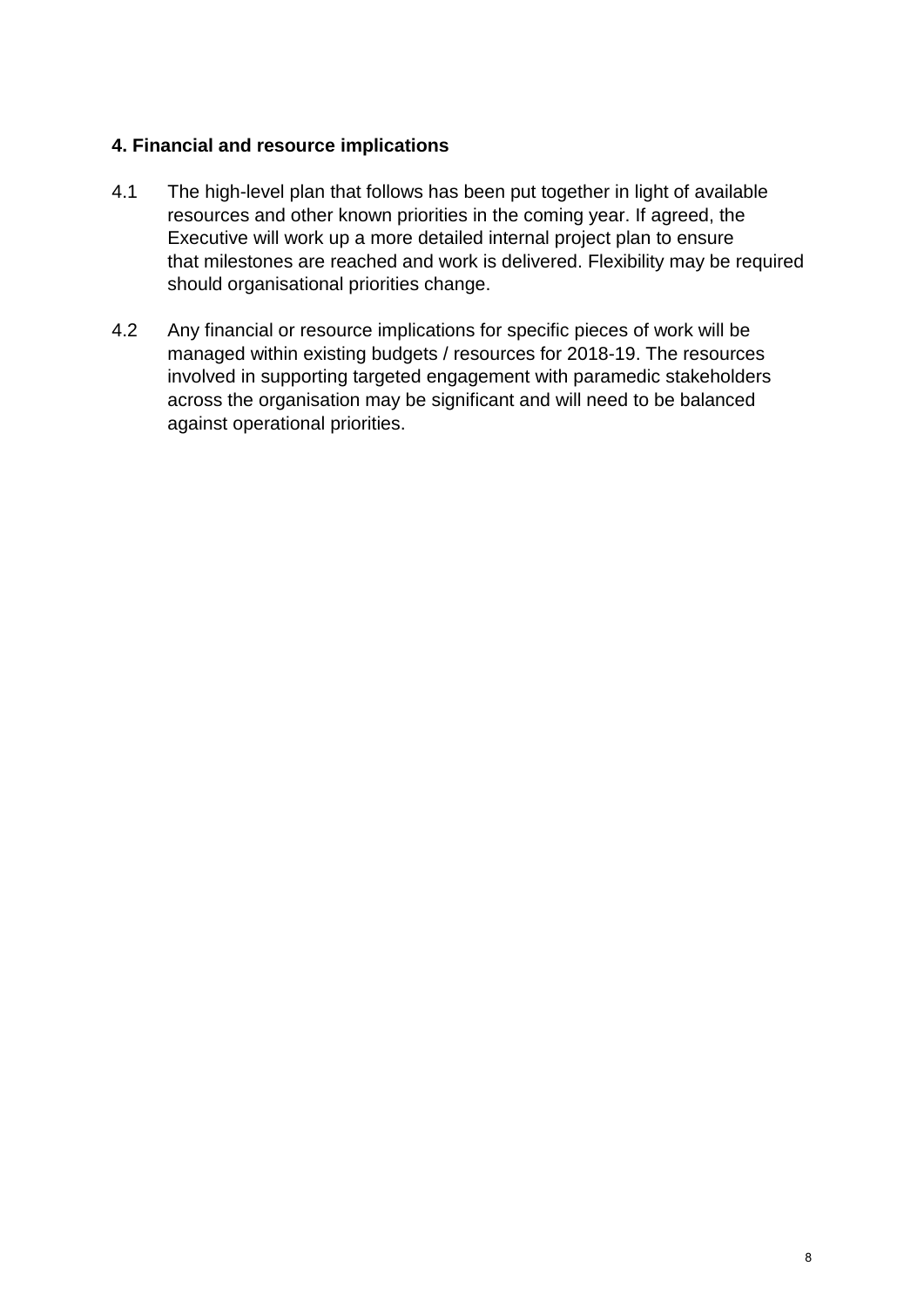**4. Financial and resource implications**

4.1 The high-level plan that follows has been put together in light of available resources and other known priorities in the coming year. If agreed, the Executive will work up a more detailed internal project plan to ensure that milestones are reached and work is delivered. Flexibility may be required should organisational priorities change.

4.2 Any financial or resource implications for specific pieces of work will be managed within existing budgets / resources for 2018-19. The resources involved in supporting targeted engagement with paramedic stakeholders across the organisation may be significant and will need to be balanced against operational priorities.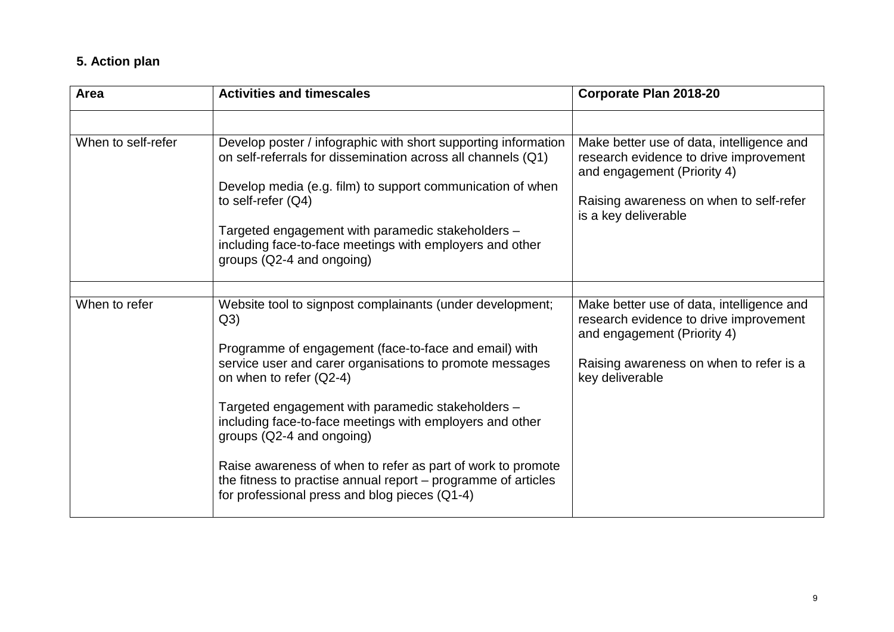## 5. Action plan

| Area | Activities and timescales | Corporate Plan 2018-20 |
| --- | --- | --- |
| | | |
| When to self-refer | Develop poster / infographic with short supporting information on self-referrals for dissemination across all channels (Q1)<br><br>Develop media (e.g. film) to support communication of when to self-refer (Q4)<br><br>Targeted engagement with paramedic stakeholders – including face-to-face meetings with employers and other groups (Q2-4 and ongoing) | Make better use of data, intelligence and research evidence to drive improvement and engagement (Priority 4)<br><br>Raising awareness on when to self-refer is a key deliverable |
| | | |
| When to refer | Website tool to signpost complainants (under development; Q3)<br><br>Programme of engagement (face-to-face and email) with service user and carer organisations to promote messages on when to refer (Q2-4)<br><br>Targeted engagement with paramedic stakeholders – including face-to-face meetings with employers and other groups (Q2-4 and ongoing)<br><br>Raise awareness of when to refer as part of work to promote the fitness to practise annual report – programme of articles for professional press and blog pieces (Q1-4) | Make better use of data, intelligence and research evidence to drive improvement and engagement (Priority 4)<br><br>Raising awareness on when to refer is a key deliverable |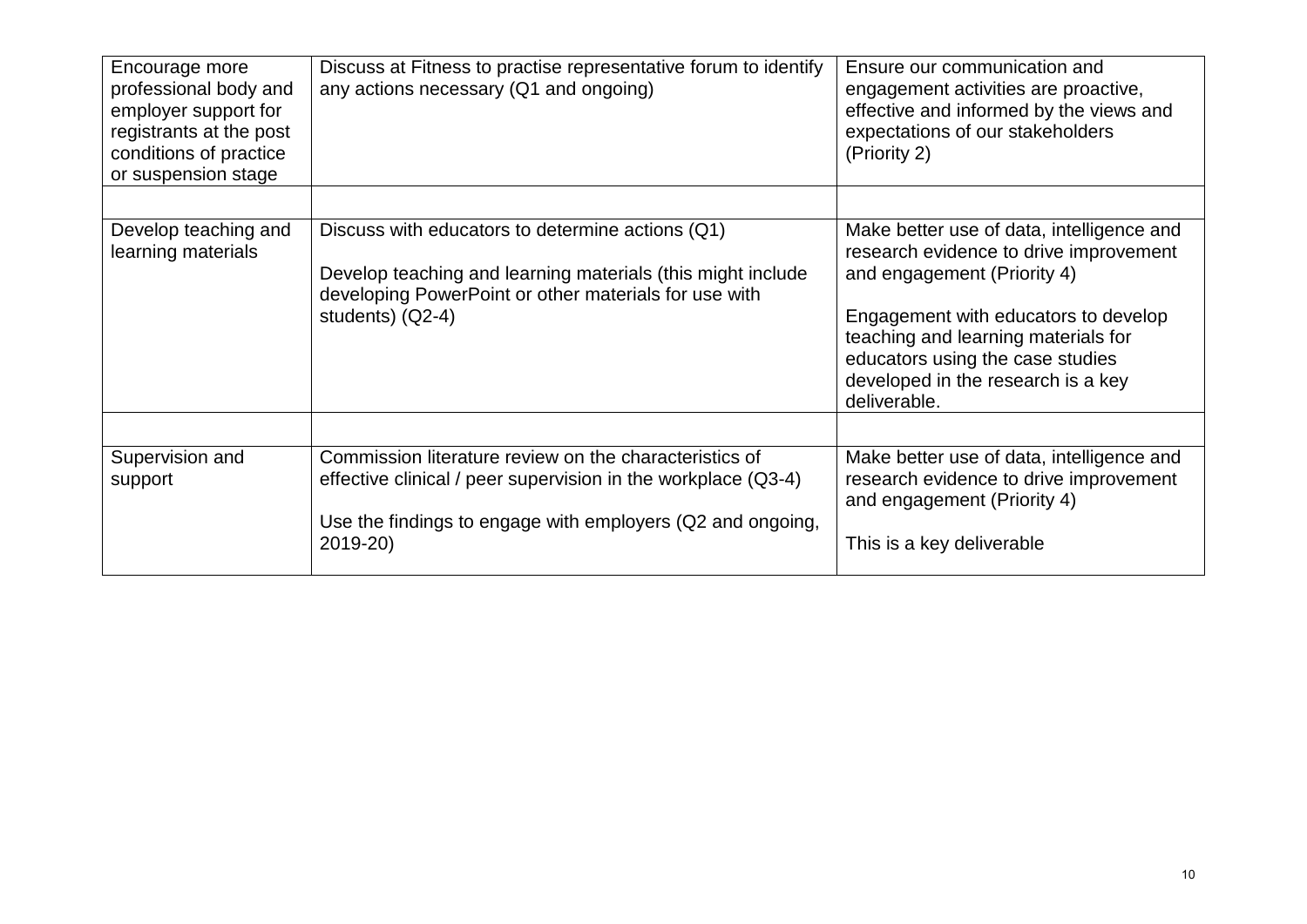| | | |
|---|---|---|
| Encourage more professional body and employer support for registrants at the post conditions of practice or suspension stage | Discuss at Fitness to practise representative forum to identify any actions necessary (Q1 and ongoing) | Ensure our communication and engagement activities are proactive, effective and informed by the views and expectations of our stakeholders (Priority 2) |
| | | |
| Develop teaching and learning materials | Discuss with educators to determine actions (Q1)<br><br>Develop teaching and learning materials (this might include developing PowerPoint or other materials for use with students) (Q2-4) | Make better use of data, intelligence and research evidence to drive improvement and engagement (Priority 4)<br><br>Engagement with educators to develop teaching and learning materials for educators using the case studies developed in the research is a key deliverable. |
| | | |
| Supervision and support | Commission literature review on the characteristics of effective clinical / peer supervision in the workplace (Q3-4)<br><br>Use the findings to engage with employers (Q2 and ongoing, 2019-20) | Make better use of data, intelligence and research evidence to drive improvement and engagement (Priority 4)<br><br>This is a key deliverable |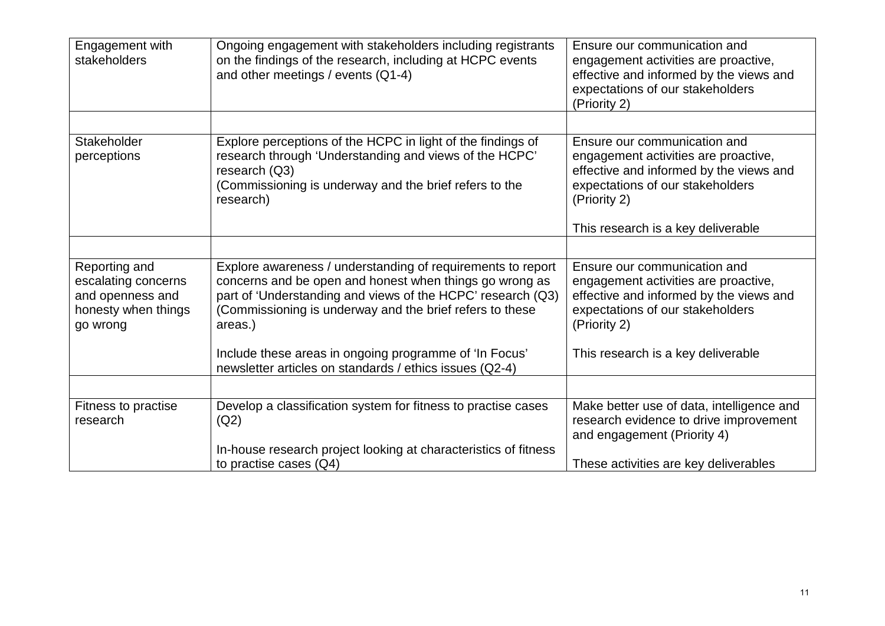| Engagement with stakeholders | Ongoing engagement with stakeholders including registrants on the findings of the research, including at HCPC events and other meetings / events (Q1-4) | Ensure our communication and engagement activities are proactive, effective and informed by the views and expectations of our stakeholders (Priority 2) |
|---|---|---|
| | | |
| Stakeholder perceptions | Explore perceptions of the HCPC in light of the findings of research through 'Understanding and views of the HCPC' research (Q3)<br>(Commissioning is underway and the brief refers to the research) | Ensure our communication and engagement activities are proactive, effective and informed by the views and expectations of our stakeholders (Priority 2)<br><br>This research is a key deliverable |
| | | |
| Reporting and escalating concerns and openness and honesty when things go wrong | Explore awareness / understanding of requirements to report concerns and be open and honest when things go wrong as part of 'Understanding and views of the HCPC' research (Q3)<br>(Commissioning is underway and the brief refers to these areas.)<br><br>Include these areas in ongoing programme of 'In Focus' newsletter articles on standards / ethics issues (Q2-4) | Ensure our communication and engagement activities are proactive, effective and informed by the views and expectations of our stakeholders (Priority 2)<br><br>This research is a key deliverable |
| | | |
| Fitness to practise research | Develop a classification system for fitness to practise cases (Q2)<br><br>In-house research project looking at characteristics of fitness to practise cases (Q4) | Make better use of data, intelligence and research evidence to drive improvement and engagement (Priority 4)<br><br>These activities are key deliverables |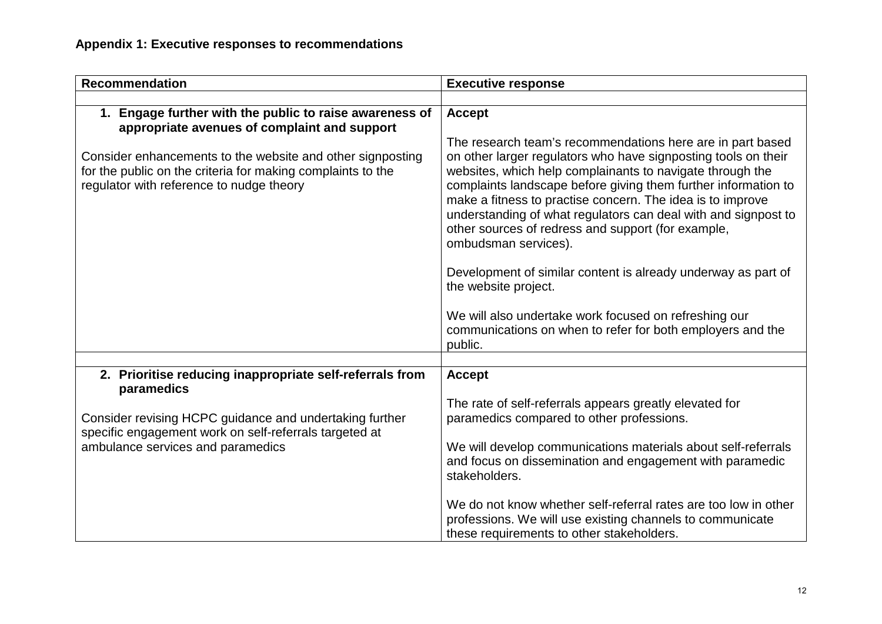**Appendix 1: Executive responses to recommendations**

| Recommendation | Executive response |
|---|---|
| | |
| **1. Engage further with the public to raise awareness of appropriate avenues of complaint and support**<br><br>Consider enhancements to the website and other signposting for the public on the criteria for making complaints to the regulator with reference to nudge theory | **Accept**<br><br>The research team's recommendations here are in part based on other larger regulators who have signposting tools on their websites, which help complainants to navigate through the complaints landscape before giving them further information to make a fitness to practise concern. The idea is to improve understanding of what regulators can deal with and signpost to other sources of redress and support (for example, ombudsman services).<br><br>Development of similar content is already underway as part of the website project.<br><br>We will also undertake work focused on refreshing our communications on when to refer for both employers and the public. |
| | |
| **2. Prioritise reducing inappropriate self-referrals from paramedics**<br><br>Consider revising HCPC guidance and undertaking further specific engagement work on self-referrals targeted at ambulance services and paramedics | **Accept**<br><br>The rate of self-referrals appears greatly elevated for paramedics compared to other professions.<br><br>We will develop communications materials about self-referrals and focus on dissemination and engagement with paramedic stakeholders.<br><br>We do not know whether self-referral rates are too low in other professions. We will use existing channels to communicate these requirements to other stakeholders. |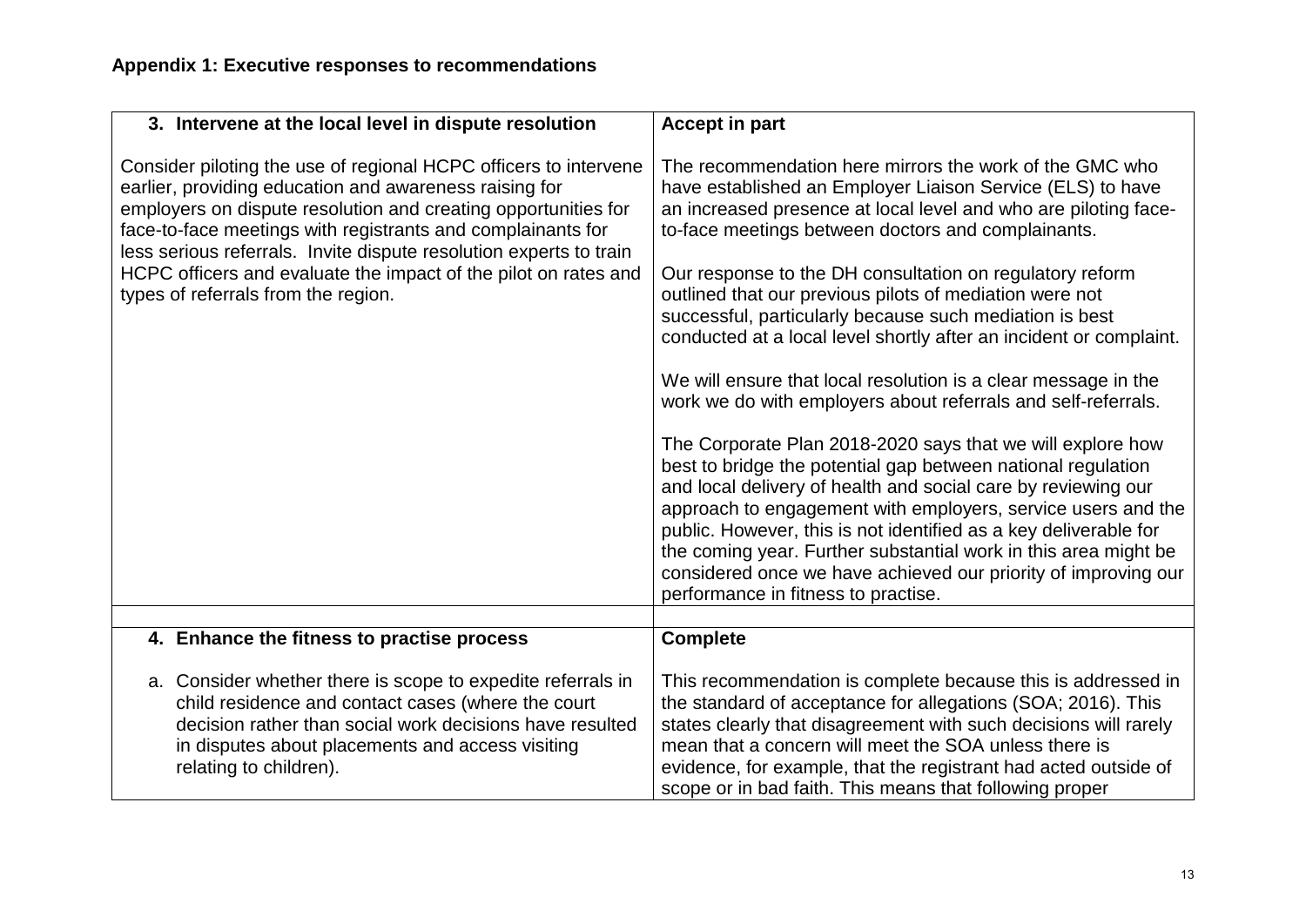## Appendix 1: Executive responses to recommendations

| 3. Intervene at the local level in dispute resolution | Accept in part |
|---|---|
| Consider piloting the use of regional HCPC officers to intervene earlier, providing education and awareness raising for employers on dispute resolution and creating opportunities for face-to-face meetings with registrants and complainants for less serious referrals. Invite dispute resolution experts to train HCPC officers and evaluate the impact of the pilot on rates and types of referrals from the region. | The recommendation here mirrors the work of the GMC who have established an Employer Liaison Service (ELS) to have an increased presence at local level and who are piloting face-to-face meetings between doctors and complainants.<br><br>Our response to the DH consultation on regulatory reform outlined that our previous pilots of mediation were not successful, particularly because such mediation is best conducted at a local level shortly after an incident or complaint.<br><br>We will ensure that local resolution is a clear message in the work we do with employers about referrals and self-referrals.<br><br>The Corporate Plan 2018-2020 says that we will explore how best to bridge the potential gap between national regulation and local delivery of health and social care by reviewing our approach to engagement with employers, service users and the public. However, this is not identified as a key deliverable for the coming year. Further substantial work in this area might be considered once we have achieved our priority of improving our performance in fitness to practise. |
| | |
| **4. Enhance the fitness to practise process** | **Complete** |
| a. Consider whether there is scope to expedite referrals in child residence and contact cases (where the court decision rather than social work decisions have resulted in disputes about placements and access visiting relating to children). | This recommendation is complete because this is addressed in the standard of acceptance for allegations (SOA; 2016). This states clearly that disagreement with such decisions will rarely mean that a concern will meet the SOA unless there is evidence, for example, that the registrant had acted outside of scope or in bad faith. This means that following proper |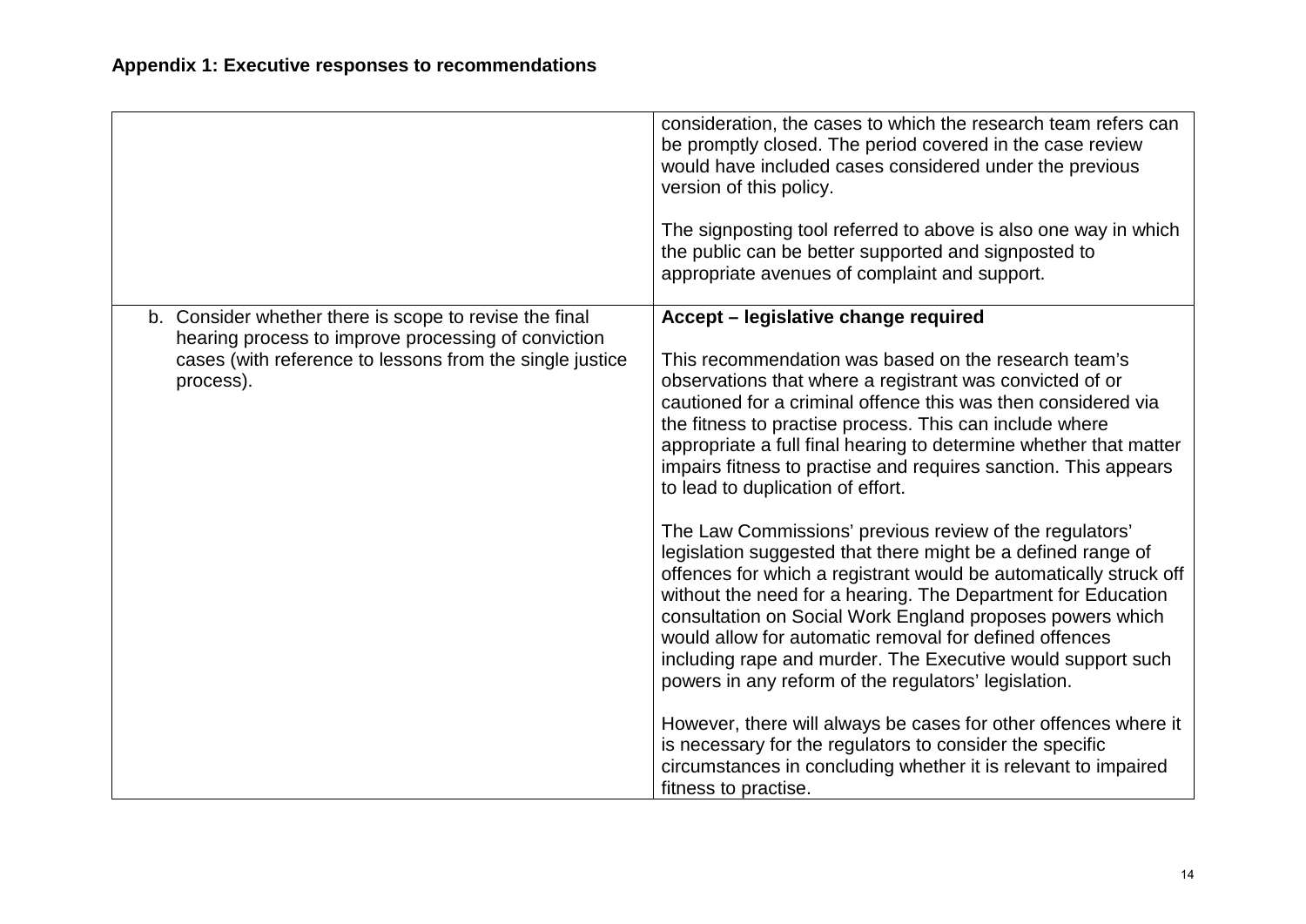**Appendix 1: Executive responses to recommendations**

| | |
|---|---|
| | consideration, the cases to which the research team refers can be promptly closed. The period covered in the case review would have included cases considered under the previous version of this policy.<br><br>The signposting tool referred to above is also one way in which the public can be better supported and signposted to appropriate avenues of complaint and support. |
| b. Consider whether there is scope to revise the final hearing process to improve processing of conviction cases (with reference to lessons from the single justice process). | **Accept – legislative change required**<br><br>This recommendation was based on the research team's observations that where a registrant was convicted of or cautioned for a criminal offence this was then considered via the fitness to practise process. This can include where appropriate a full final hearing to determine whether that matter impairs fitness to practise and requires sanction. This appears to lead to duplication of effort.<br><br>The Law Commissions' previous review of the regulators' legislation suggested that there might be a defined range of offences for which a registrant would be automatically struck off without the need for a hearing. The Department for Education consultation on Social Work England proposes powers which would allow for automatic removal for defined offences including rape and murder. The Executive would support such powers in any reform of the regulators' legislation.<br><br>However, there will always be cases for other offences where it is necessary for the regulators to consider the specific circumstances in concluding whether it is relevant to impaired fitness to practise. |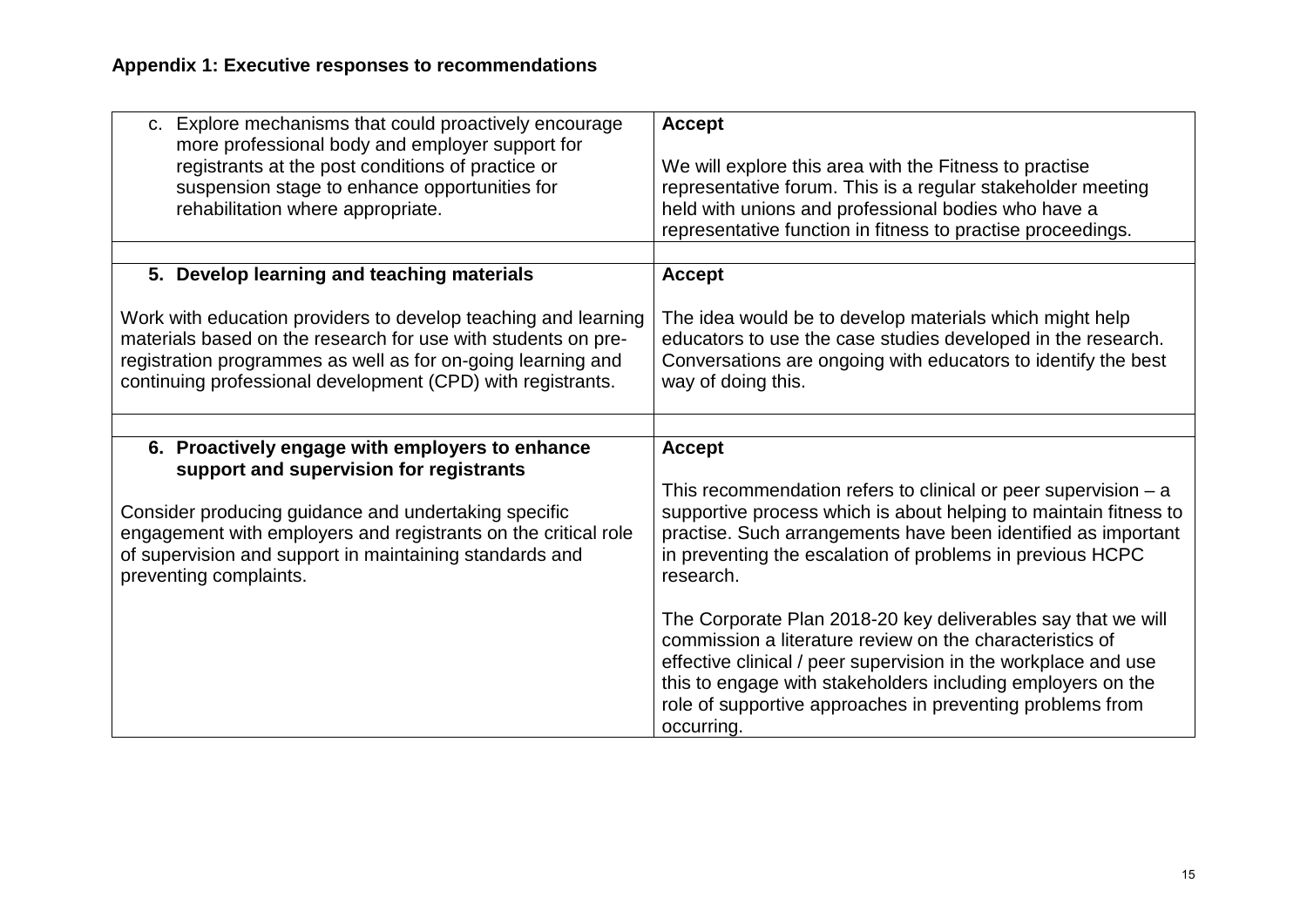**Appendix 1: Executive responses to recommendations**

| | |
|---|---|
| c. Explore mechanisms that could proactively encourage more professional body and employer support for registrants at the post conditions of practice or suspension stage to enhance opportunities for rehabilitation where appropriate. | **Accept**<br><br>We will explore this area with the Fitness to practise representative forum. This is a regular stakeholder meeting held with unions and professional bodies who have a representative function in fitness to practise proceedings. |
| | |
| **5. Develop learning and teaching materials**<br><br>Work with education providers to develop teaching and learning materials based on the research for use with students on pre-registration programmes as well as for on-going learning and continuing professional development (CPD) with registrants. | **Accept**<br><br>The idea would be to develop materials which might help educators to use the case studies developed in the research. Conversations are ongoing with educators to identify the best way of doing this. |
| | |
| **6. Proactively engage with employers to enhance support and supervision for registrants**<br><br>Consider producing guidance and undertaking specific engagement with employers and registrants on the critical role of supervision and support in maintaining standards and preventing complaints. | **Accept**<br><br>This recommendation refers to clinical or peer supervision – a supportive process which is about helping to maintain fitness to practise. Such arrangements have been identified as important in preventing the escalation of problems in previous HCPC research.<br><br>The Corporate Plan 2018-20 key deliverables say that we will commission a literature review on the characteristics of effective clinical / peer supervision in the workplace and use this to engage with stakeholders including employers on the role of supportive approaches in preventing problems from occurring. |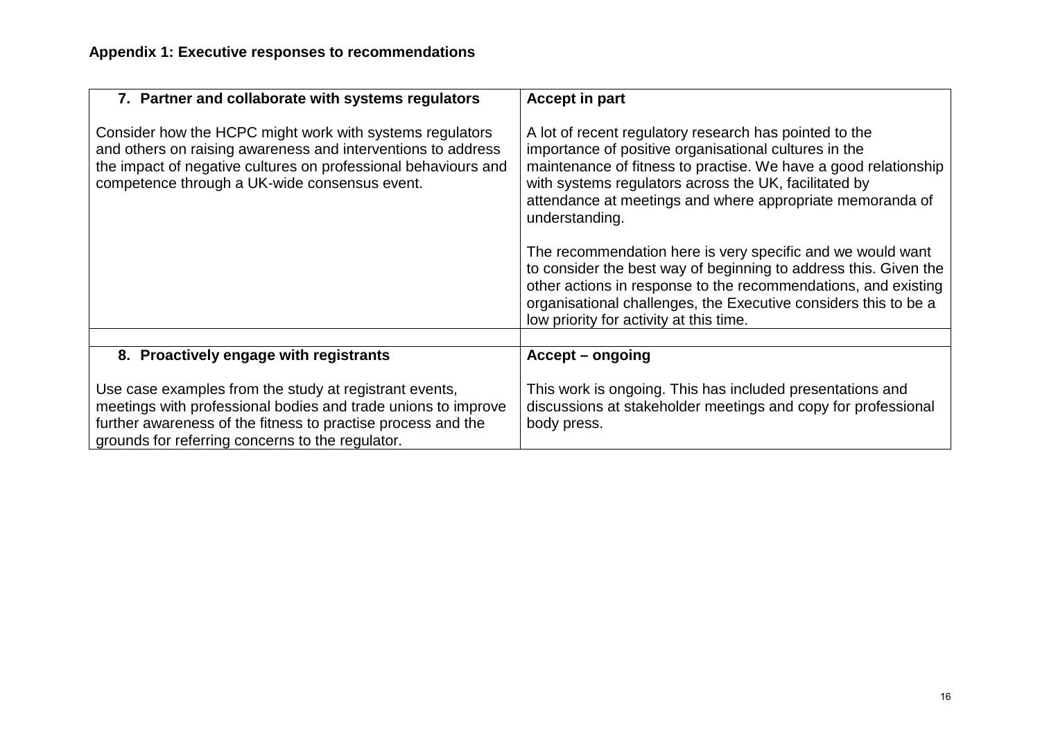**Appendix 1: Executive responses to recommendations**

| | |
|---|---|
| **7. Partner and collaborate with systems regulators**<br><br>Consider how the HCPC might work with systems regulators and others on raising awareness and interventions to address the impact of negative cultures on professional behaviours and competence through a UK-wide consensus event. | **Accept in part**<br><br>A lot of recent regulatory research has pointed to the importance of positive organisational cultures in the maintenance of fitness to practise. We have a good relationship with systems regulators across the UK, facilitated by attendance at meetings and where appropriate memoranda of understanding.<br><br>The recommendation here is very specific and we would want to consider the best way of beginning to address this. Given the other actions in response to the recommendations, and existing organisational challenges, the Executive considers this to be a low priority for activity at this time. |
| | |
| **8. Proactively engage with registrants**<br><br>Use case examples from the study at registrant events, meetings with professional bodies and trade unions to improve further awareness of the fitness to practise process and the grounds for referring concerns to the regulator. | **Accept – ongoing**<br><br>This work is ongoing. This has included presentations and discussions at stakeholder meetings and copy for professional body press. |